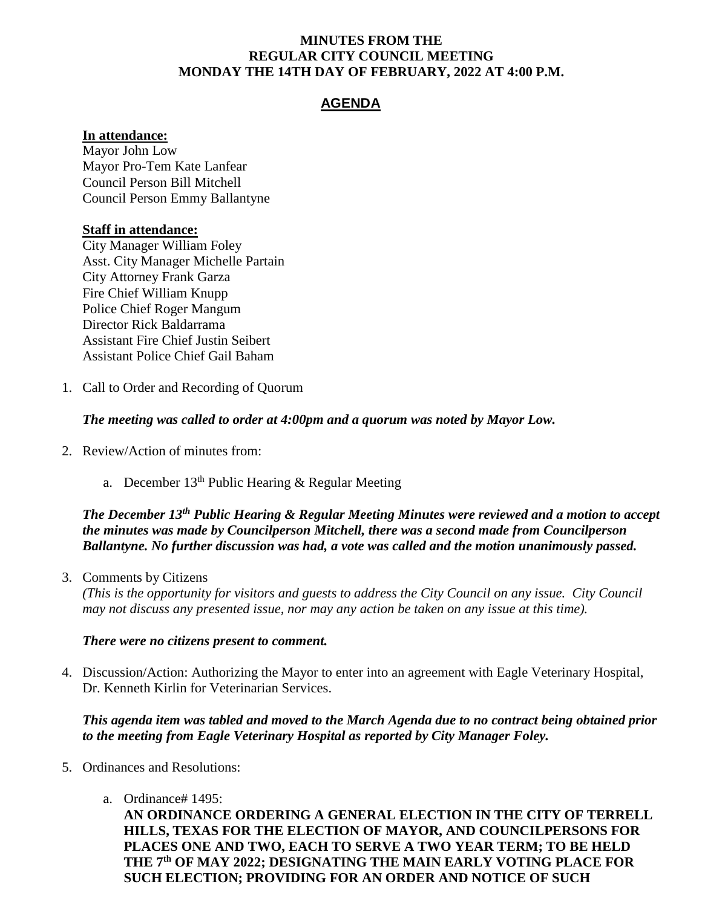**MINUTES FROM THE**
**REGULAR CITY COUNCIL MEETING**
**MONDAY THE 14TH DAY OF FEBRUARY, 2022 AT 4:00 P.M.**

## AGENDA

**In attendance:**
Mayor John Low
Mayor Pro-Tem Kate Lanfear
Council Person Bill Mitchell
Council Person Emmy Ballantyne

**Staff in attendance:**
City Manager William Foley
Asst. City Manager Michelle Partain
City Attorney Frank Garza
Fire Chief William Knupp
Police Chief Roger Mangum
Director Rick Baldarrama
Assistant Fire Chief Justin Seibert
Assistant Police Chief Gail Baham

1. Call to Order and Recording of Quorum

   ***The meeting was called to order at 4:00pm and a quorum was noted by Mayor Low.***

2. Review/Action of minutes from:

   a. December 13th Public Hearing & Regular Meeting

   ***The December 13th Public Hearing & Regular Meeting Minutes were reviewed and a motion to accept the minutes was made by Councilperson Mitchell, there was a second made from Councilperson Ballantyne. No further discussion was had, a vote was called and the motion unanimously passed.***

3. Comments by Citizens
   *(This is the opportunity for visitors and guests to address the City Council on any issue. City Council may not discuss any presented issue, nor may any action be taken on any issue at this time).*

   ***There were no citizens present to comment.***

4. Discussion/Action: Authorizing the Mayor to enter into an agreement with Eagle Veterinary Hospital, Dr. Kenneth Kirlin for Veterinarian Services.

   ***This agenda item was tabled and moved to the March Agenda due to no contract being obtained prior to the meeting from Eagle Veterinary Hospital as reported by City Manager Foley.***

5. Ordinances and Resolutions:

   a. Ordinance# 1495:
   **AN ORDINANCE ORDERING A GENERAL ELECTION IN THE CITY OF TERRELL HILLS, TEXAS FOR THE ELECTION OF MAYOR, AND COUNCILPERSONS FOR PLACES ONE AND TWO, EACH TO SERVE A TWO YEAR TERM; TO BE HELD THE 7th OF MAY 2022; DESIGNATING THE MAIN EARLY VOTING PLACE FOR SUCH ELECTION; PROVIDING FOR AN ORDER AND NOTICE OF SUCH**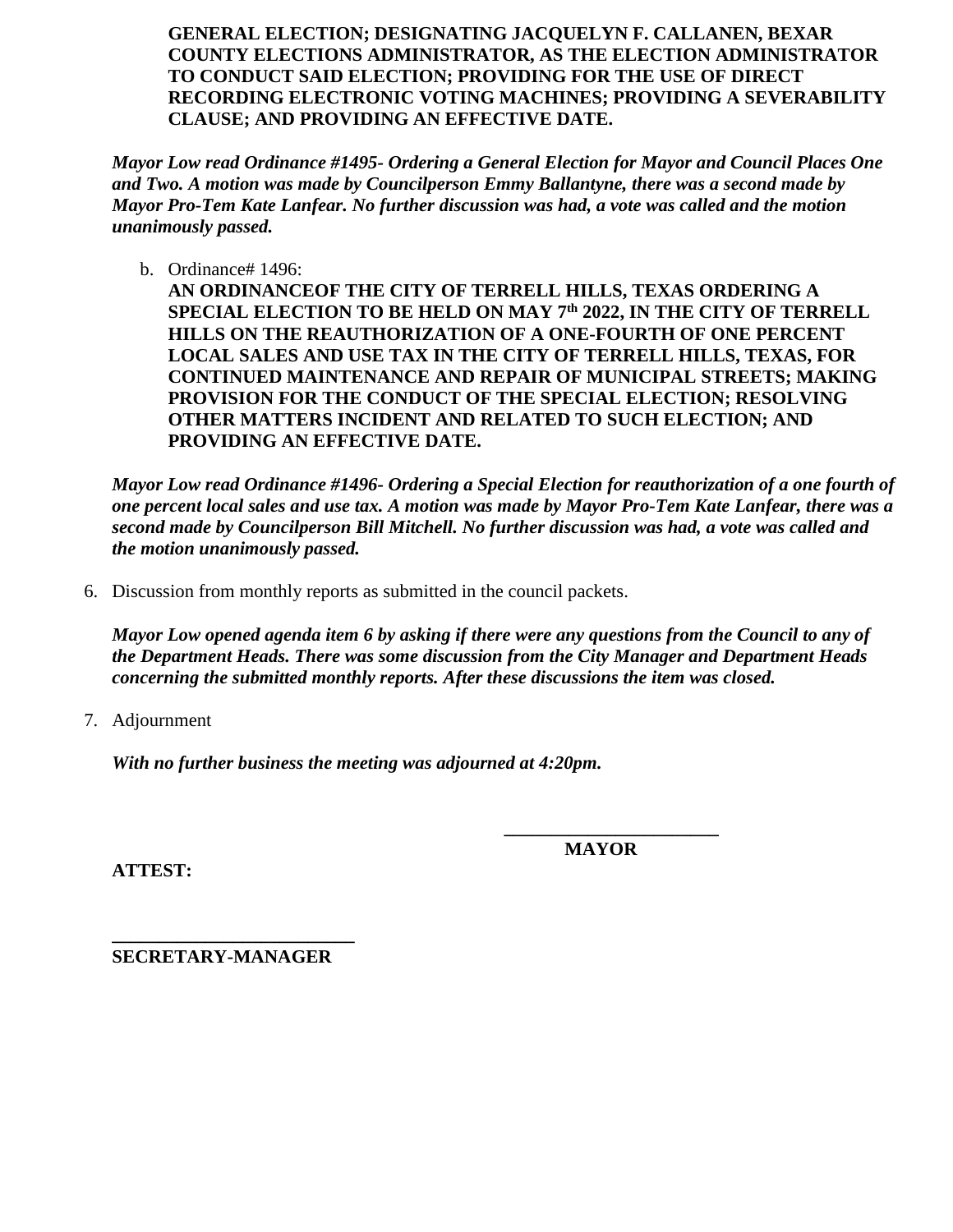**GENERAL ELECTION; DESIGNATING JACQUELYN F. CALLANEN, BEXAR COUNTY ELECTIONS ADMINISTRATOR, AS THE ELECTION ADMINISTRATOR TO CONDUCT SAID ELECTION; PROVIDING FOR THE USE OF DIRECT RECORDING ELECTRONIC VOTING MACHINES; PROVIDING A SEVERABILITY CLAUSE; AND PROVIDING AN EFFECTIVE DATE.**

***Mayor Low read Ordinance #1495- Ordering a General Election for Mayor and Council Places One and Two. A motion was made by Councilperson Emmy Ballantyne, there was a second made by Mayor Pro-Tem Kate Lanfear. No further discussion was had, a vote was called and the motion unanimously passed.***

b. Ordinance# 1496:
   **AN ORDINANCEOF THE CITY OF TERRELL HILLS, TEXAS ORDERING A SPECIAL ELECTION TO BE HELD ON MAY 7th 2022, IN THE CITY OF TERRELL HILLS ON THE REAUTHORIZATION OF A ONE-FOURTH OF ONE PERCENT LOCAL SALES AND USE TAX IN THE CITY OF TERRELL HILLS, TEXAS, FOR CONTINUED MAINTENANCE AND REPAIR OF MUNICIPAL STREETS; MAKING PROVISION FOR THE CONDUCT OF THE SPECIAL ELECTION; RESOLVING OTHER MATTERS INCIDENT AND RELATED TO SUCH ELECTION; AND PROVIDING AN EFFECTIVE DATE.**

***Mayor Low read Ordinance #1496- Ordering a Special Election for reauthorization of a one fourth of one percent local sales and use tax. A motion was made by Mayor Pro-Tem Kate Lanfear, there was a second made by Councilperson Bill Mitchell. No further discussion was had, a vote was called and the motion unanimously passed.***

6. Discussion from monthly reports as submitted in the council packets.

   ***Mayor Low opened agenda item 6 by asking if there were any questions from the Council to any of the Department Heads. There was some discussion from the City Manager and Department Heads concerning the submitted monthly reports. After these discussions the item was closed.***

7. Adjournment

   ***With no further business the meeting was adjourned at 4:20pm.***

\_\_\_\_\_\_\_\_\_\_\_\_\_\_\_\_\_\_\_\_\_\_\_
**MAYOR**

**ATTEST:**

\_\_\_\_\_\_\_\_\_\_\_\_\_\_\_\_\_\_\_\_\_\_\_\_\_\_
**SECRETARY-MANAGER**